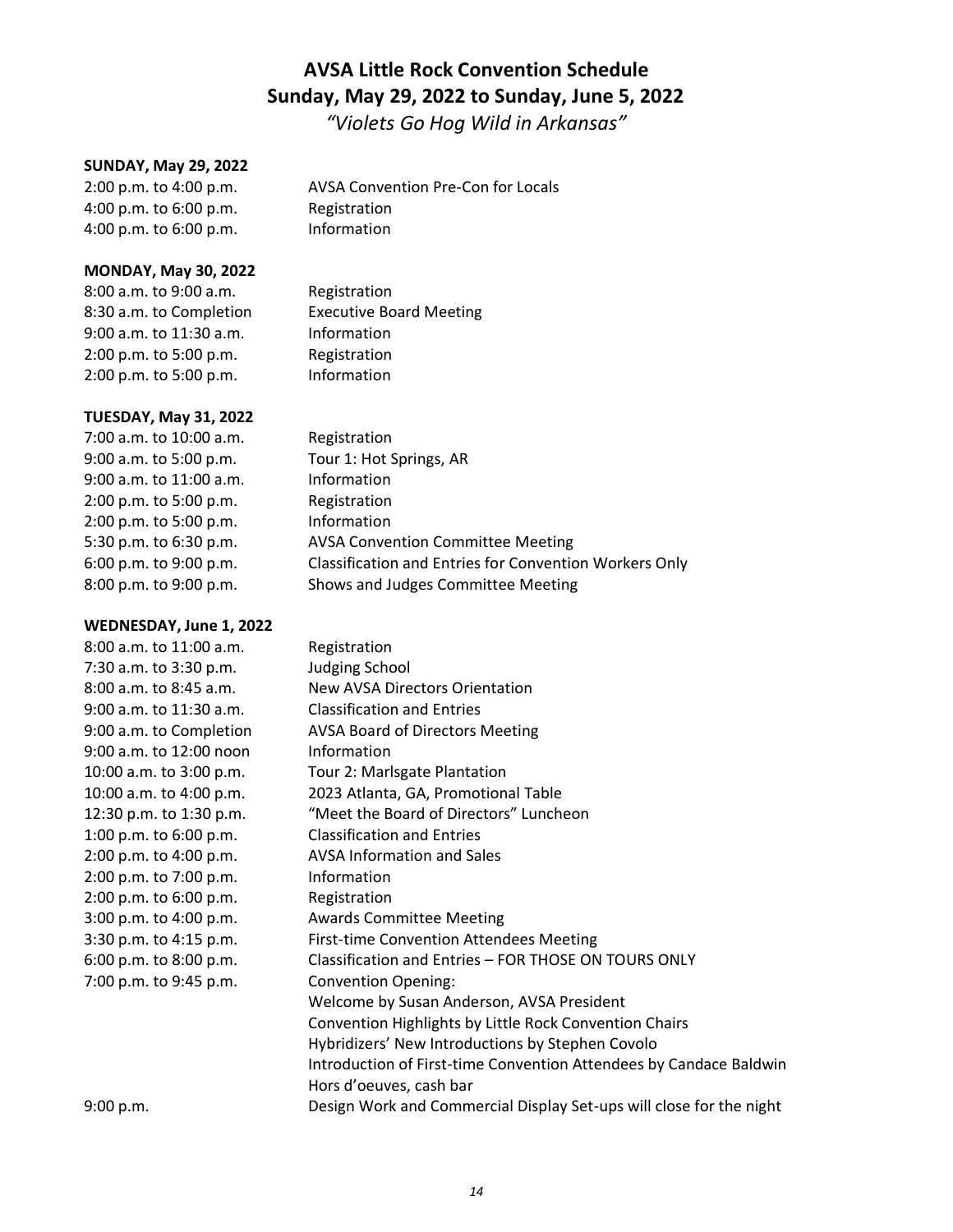# AVSA Little Rock Convention Schedule
# Sunday, May 29, 2022 to Sunday, June 5, 2022

*"Violets Go Hog Wild in Arkansas"*

**SUNDAY, May 29, 2022**

| | |
|---|---|
| 2:00 p.m. to 4:00 p.m. | AVSA Convention Pre-Con for Locals |
| 4:00 p.m. to 6:00 p.m. | Registration |
| 4:00 p.m. to 6:00 p.m. | Information |

**MONDAY, May 30, 2022**

| | |
|---|---|
| 8:00 a.m. to 9:00 a.m. | Registration |
| 8:30 a.m. to Completion | Executive Board Meeting |
| 9:00 a.m. to 11:30 a.m. | Information |
| 2:00 p.m. to 5:00 p.m. | Registration |
| 2:00 p.m. to 5:00 p.m. | Information |

**TUESDAY, May 31, 2022**

| | |
|---|---|
| 7:00 a.m. to 10:00 a.m. | Registration |
| 9:00 a.m. to 5:00 p.m. | Tour 1: Hot Springs, AR |
| 9:00 a.m. to 11:00 a.m. | Information |
| 2:00 p.m. to 5:00 p.m. | Registration |
| 2:00 p.m. to 5:00 p.m. | Information |
| 5:30 p.m. to 6:30 p.m. | AVSA Convention Committee Meeting |
| 6:00 p.m. to 9:00 p.m. | Classification and Entries for Convention Workers Only |
| 8:00 p.m. to 9:00 p.m. | Shows and Judges Committee Meeting |

**WEDNESDAY, June 1, 2022**

| | |
|---|---|
| 8:00 a.m. to 11:00 a.m. | Registration |
| 7:30 a.m. to 3:30 p.m. | Judging School |
| 8:00 a.m. to 8:45 a.m. | New AVSA Directors Orientation |
| 9:00 a.m. to 11:30 a.m. | Classification and Entries |
| 9:00 a.m. to Completion | AVSA Board of Directors Meeting |
| 9:00 a.m. to 12:00 noon | Information |
| 10:00 a.m. to 3:00 p.m. | Tour 2: Marlsgate Plantation |
| 10:00 a.m. to 4:00 p.m. | 2023 Atlanta, GA, Promotional Table |
| 12:30 p.m. to 1:30 p.m. | "Meet the Board of Directors" Luncheon |
| 1:00 p.m. to 6:00 p.m. | Classification and Entries |
| 2:00 p.m. to 4:00 p.m. | AVSA Information and Sales |
| 2:00 p.m. to 7:00 p.m. | Information |
| 2:00 p.m. to 6:00 p.m. | Registration |
| 3:00 p.m. to 4:00 p.m. | Awards Committee Meeting |
| 3:30 p.m. to 4:15 p.m. | First-time Convention Attendees Meeting |
| 6:00 p.m. to 8:00 p.m. | Classification and Entries – FOR THOSE ON TOURS ONLY |
| 7:00 p.m. to 9:45 p.m. | Convention Opening:<br>Welcome by Susan Anderson, AVSA President<br>Convention Highlights by Little Rock Convention Chairs<br>Hybridizers' New Introductions by Stephen Covolo<br>Introduction of First-time Convention Attendees by Candace Baldwin<br>Hors d'oeuves, cash bar |
| 9:00 p.m. | Design Work and Commercial Display Set-ups will close for the night |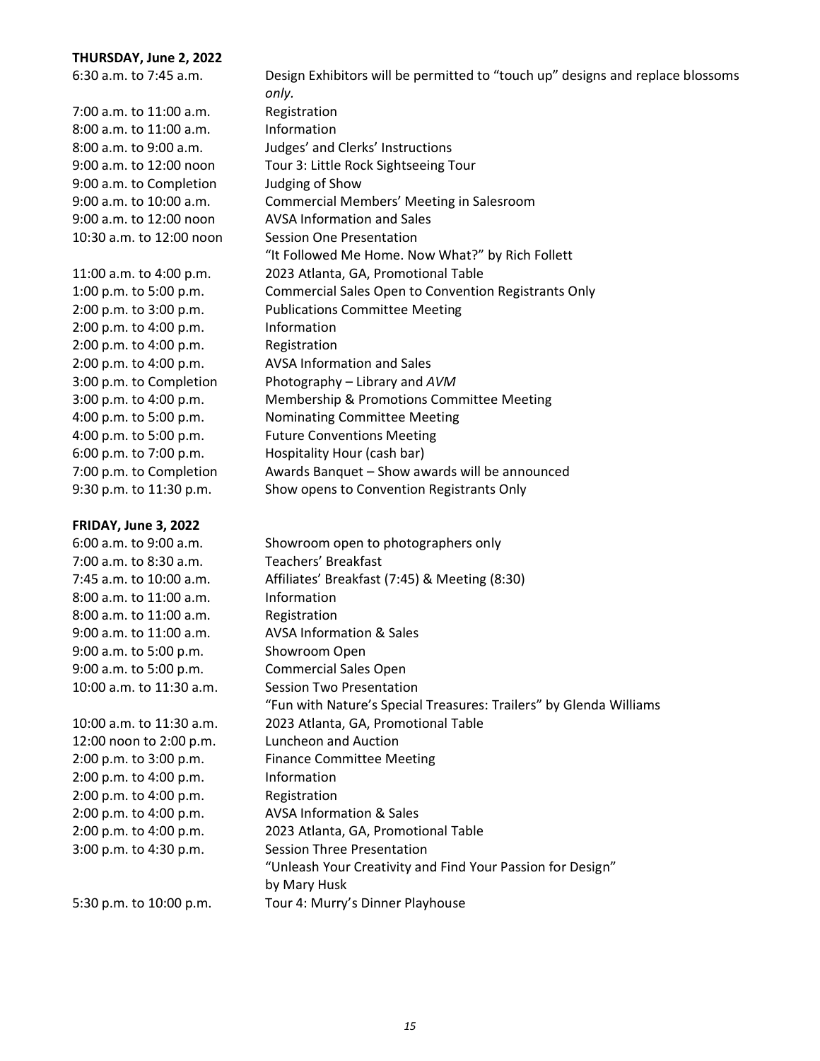**THURSDAY, June 2, 2022**

| | |
|---|---|
| 6:30 a.m. to 7:45 a.m. | Design Exhibitors will be permitted to "touch up" designs and replace blossoms *only.* |
| 7:00 a.m. to 11:00 a.m. | Registration |
| 8:00 a.m. to 11:00 a.m. | Information |
| 8:00 a.m. to 9:00 a.m. | Judges' and Clerks' Instructions |
| 9:00 a.m. to 12:00 noon | Tour 3: Little Rock Sightseeing Tour |
| 9:00 a.m. to Completion | Judging of Show |
| 9:00 a.m. to 10:00 a.m. | Commercial Members' Meeting in Salesroom |
| 9:00 a.m. to 12:00 noon | AVSA Information and Sales |
| 10:30 a.m. to 12:00 noon | Session One Presentation "It Followed Me Home. Now What?" by Rich Follett |
| 11:00 a.m. to 4:00 p.m. | 2023 Atlanta, GA, Promotional Table |
| 1:00 p.m. to 5:00 p.m. | Commercial Sales Open to Convention Registrants Only |
| 2:00 p.m. to 3:00 p.m. | Publications Committee Meeting |
| 2:00 p.m. to 4:00 p.m. | Information |
| 2:00 p.m. to 4:00 p.m. | Registration |
| 2:00 p.m. to 4:00 p.m. | AVSA Information and Sales |
| 3:00 p.m. to Completion | Photography – Library and *AVM* |
| 3:00 p.m. to 4:00 p.m. | Membership & Promotions Committee Meeting |
| 4:00 p.m. to 5:00 p.m. | Nominating Committee Meeting |
| 4:00 p.m. to 5:00 p.m. | Future Conventions Meeting |
| 6:00 p.m. to 7:00 p.m. | Hospitality Hour (cash bar) |
| 7:00 p.m. to Completion | Awards Banquet – Show awards will be announced |
| 9:30 p.m. to 11:30 p.m. | Show opens to Convention Registrants Only |

**FRIDAY, June 3, 2022**

| | |
|---|---|
| 6:00 a.m. to 9:00 a.m. | Showroom open to photographers only |
| 7:00 a.m. to 8:30 a.m. | Teachers' Breakfast |
| 7:45 a.m. to 10:00 a.m. | Affiliates' Breakfast (7:45) & Meeting (8:30) |
| 8:00 a.m. to 11:00 a.m. | Information |
| 8:00 a.m. to 11:00 a.m. | Registration |
| 9:00 a.m. to 11:00 a.m. | AVSA Information & Sales |
| 9:00 a.m. to 5:00 p.m. | Showroom Open |
| 9:00 a.m. to 5:00 p.m. | Commercial Sales Open |
| 10:00 a.m. to 11:30 a.m. | Session Two Presentation "Fun with Nature's Special Treasures: Trailers" by Glenda Williams |
| 10:00 a.m. to 11:30 a.m. | 2023 Atlanta, GA, Promotional Table |
| 12:00 noon to 2:00 p.m. | Luncheon and Auction |
| 2:00 p.m. to 3:00 p.m. | Finance Committee Meeting |
| 2:00 p.m. to 4:00 p.m. | Information |
| 2:00 p.m. to 4:00 p.m. | Registration |
| 2:00 p.m. to 4:00 p.m. | AVSA Information & Sales |
| 2:00 p.m. to 4:00 p.m. | 2023 Atlanta, GA, Promotional Table |
| 3:00 p.m. to 4:30 p.m. | Session Three Presentation "Unleash Your Creativity and Find Your Passion for Design" by Mary Husk |
| 5:30 p.m. to 10:00 p.m. | Tour 4: Murry's Dinner Playhouse |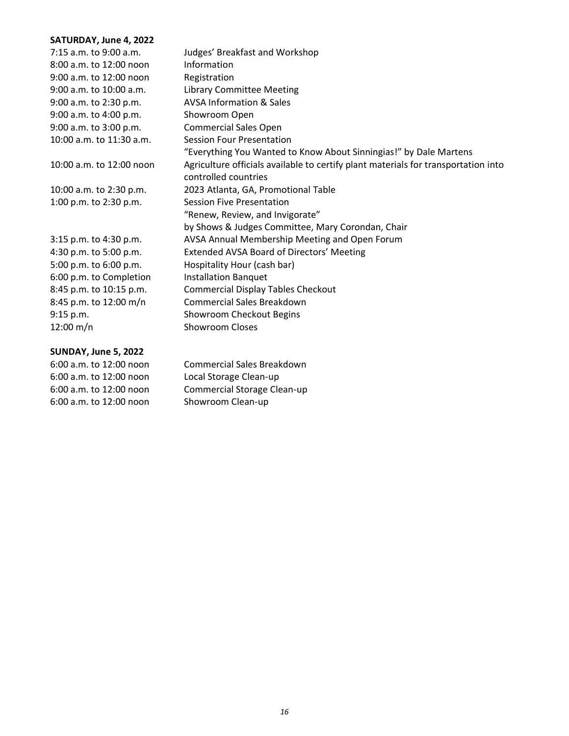**SATURDAY, June 4, 2022**

| | |
|---|---|
| 7:15 a.m. to 9:00 a.m. | Judges' Breakfast and Workshop |
| 8:00 a.m. to 12:00 noon | Information |
| 9:00 a.m. to 12:00 noon | Registration |
| 9:00 a.m. to 10:00 a.m. | Library Committee Meeting |
| 9:00 a.m. to 2:30 p.m. | AVSA Information & Sales |
| 9:00 a.m. to 4:00 p.m. | Showroom Open |
| 9:00 a.m. to 3:00 p.m. | Commercial Sales Open |
| 10:00 a.m. to 11:30 a.m. | Session Four Presentation<br>"Everything You Wanted to Know About Sinningias!" by Dale Martens |
| 10:00 a.m. to 12:00 noon | Agriculture officials available to certify plant materials for transportation into controlled countries |
| 10:00 a.m. to 2:30 p.m. | 2023 Atlanta, GA, Promotional Table |
| 1:00 p.m. to 2:30 p.m. | Session Five Presentation<br>"Renew, Review, and Invigorate"<br>by Shows & Judges Committee, Mary Corondan, Chair |
| 3:15 p.m. to 4:30 p.m. | AVSA Annual Membership Meeting and Open Forum |
| 4:30 p.m. to 5:00 p.m. | Extended AVSA Board of Directors' Meeting |
| 5:00 p.m. to 6:00 p.m. | Hospitality Hour (cash bar) |
| 6:00 p.m. to Completion | Installation Banquet |
| 8:45 p.m. to 10:15 p.m. | Commercial Display Tables Checkout |
| 8:45 p.m. to 12:00 m/n | Commercial Sales Breakdown |
| 9:15 p.m. | Showroom Checkout Begins |
| 12:00 m/n | Showroom Closes |

**SUNDAY, June 5, 2022**

| | |
|---|---|
| 6:00 a.m. to 12:00 noon | Commercial Sales Breakdown |
| 6:00 a.m. to 12:00 noon | Local Storage Clean-up |
| 6:00 a.m. to 12:00 noon | Commercial Storage Clean-up |
| 6:00 a.m. to 12:00 noon | Showroom Clean-up |